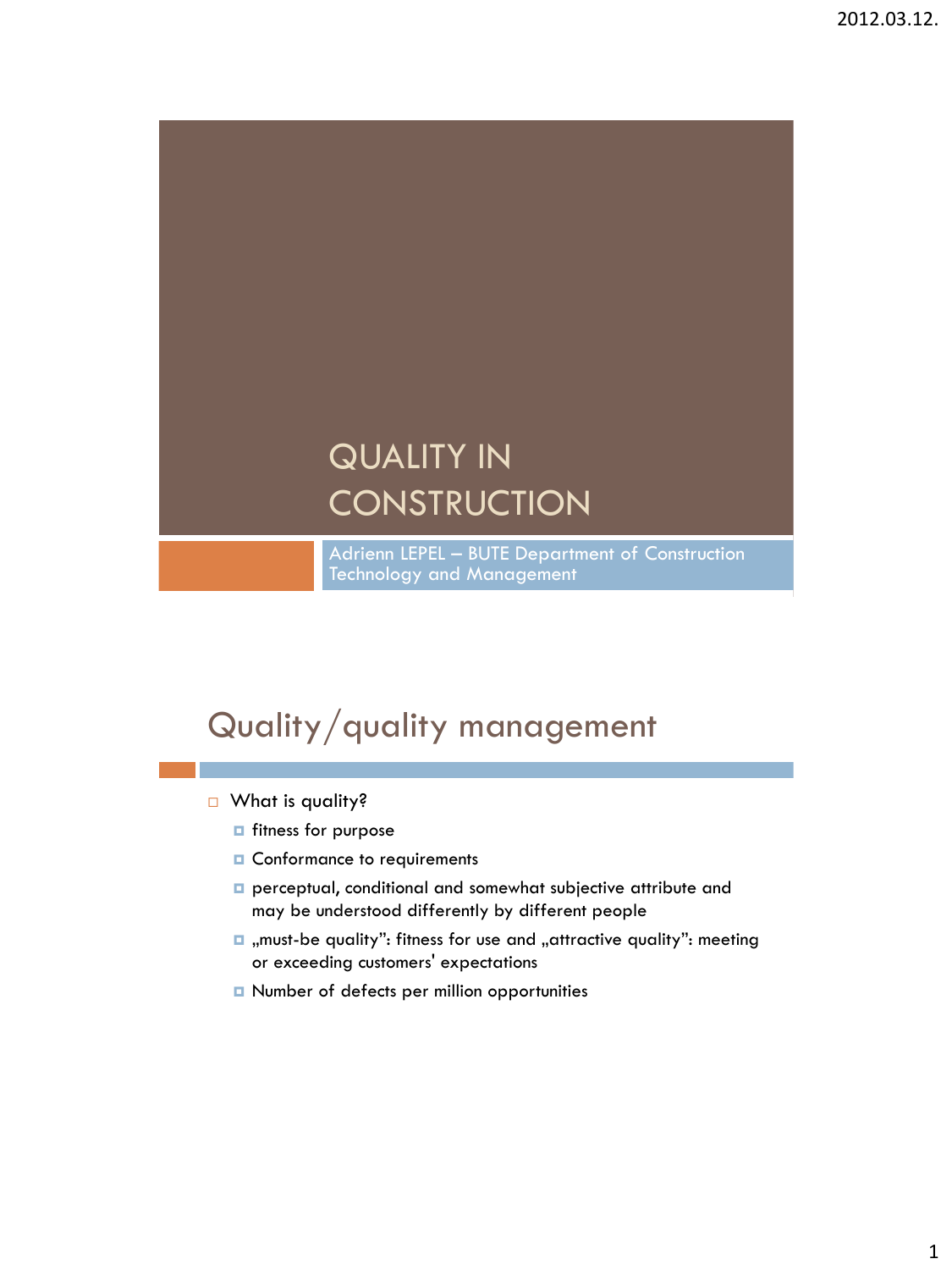# QUALITY IN CONSTRUCTION

Adrienn LEPEL – BUTE Department of Construction Technology and Management

## Quality/quality management

- What is quality?
  - fitness for purpose
  - Conformance to requirements
  - perceptual, conditional and somewhat subjective attribute and may be understood differently by different people
  - „must-be quality": fitness for use and „attractive quality": meeting or exceeding customers' expectations
  - Number of defects per million opportunities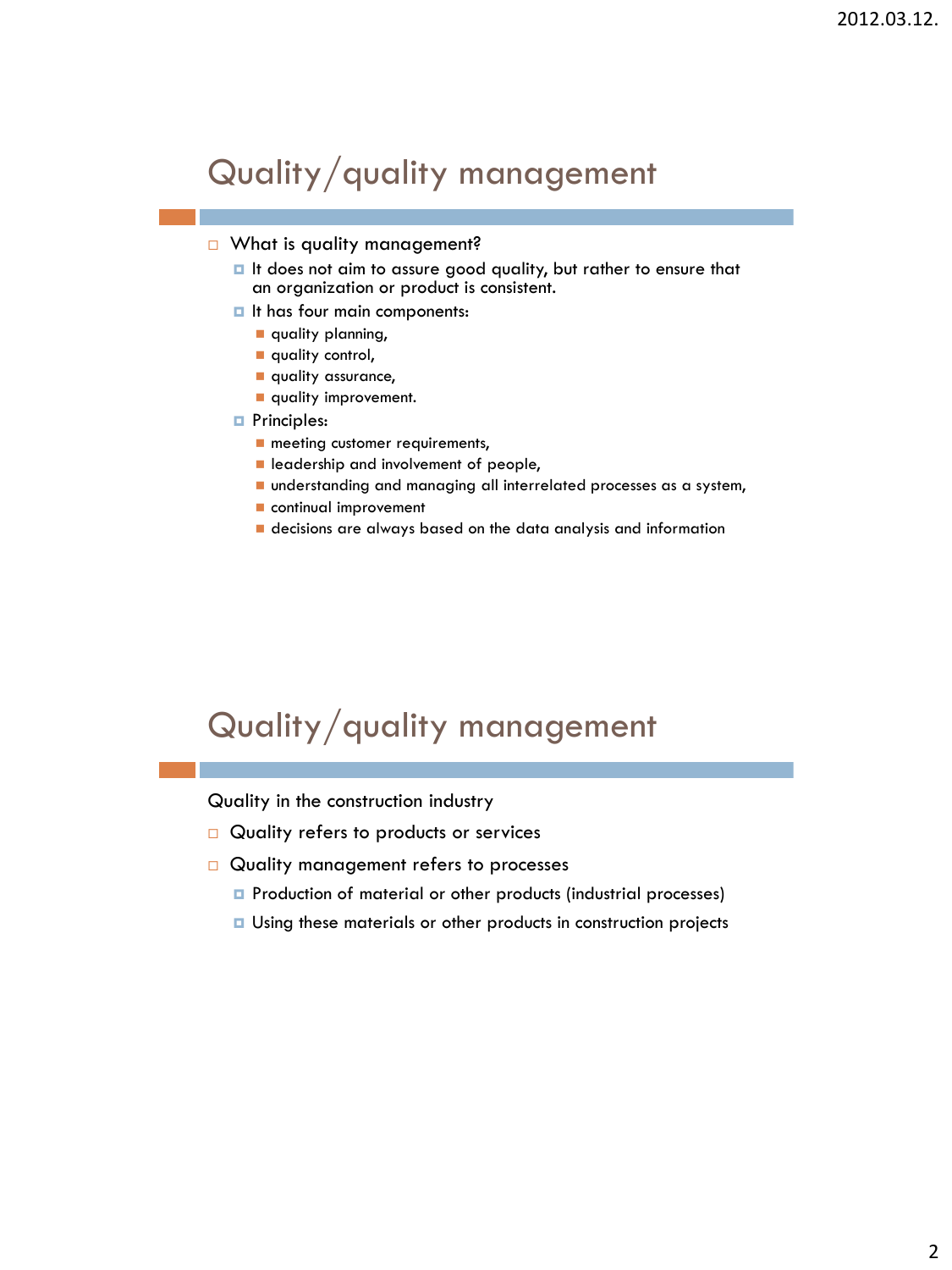## Quality/quality management

- What is quality management?
  - It does not aim to assure good quality, but rather to ensure that an organization or product is consistent.
  - It has four main components:
    - quality planning,
    - quality control,
    - quality assurance,
    - quality improvement.
  - Principles:
    - meeting customer requirements,
    - leadership and involvement of people,
    - understanding and managing all interrelated processes as a system,
    - continual improvement
    - decisions are always based on the data analysis and information

## Quality/quality management

Quality in the construction industry

- Quality refers to products or services
- Quality management refers to processes
  - Production of material or other products (industrial processes)
  - Using these materials or other products in construction projects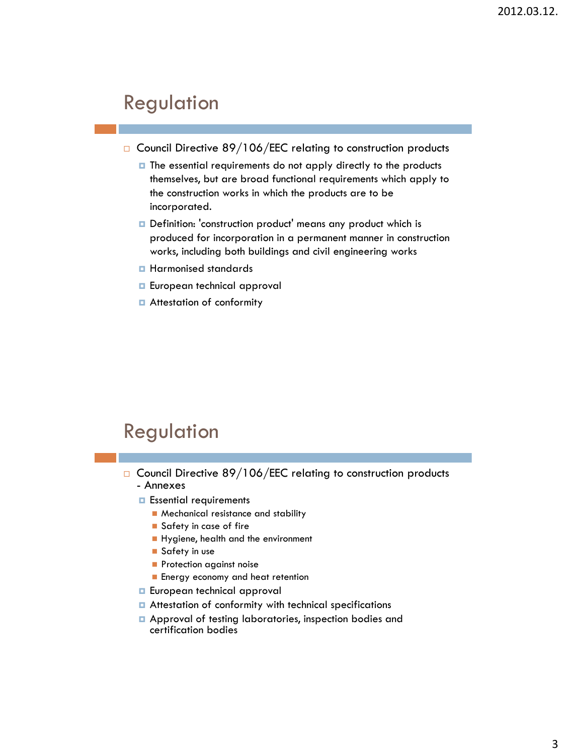## Regulation

- Council Directive 89/106/EEC relating to construction products
  - The essential requirements do not apply directly to the products themselves, but are broad functional requirements which apply to the construction works in which the products are to be incorporated.
  - Definition: 'construction product' means any product which is produced for incorporation in a permanent manner in construction works, including both buildings and civil engineering works
  - Harmonised standards
  - European technical approval
  - Attestation of conformity

## Regulation

- Council Directive 89/106/EEC relating to construction products - Annexes
  - Essential requirements
    - Mechanical resistance and stability
    - Safety in case of fire
    - Hygiene, health and the environment
    - Safety in use
    - Protection against noise
    - Energy economy and heat retention
  - European technical approval
  - Attestation of conformity with technical specifications
  - Approval of testing laboratories, inspection bodies and certification bodies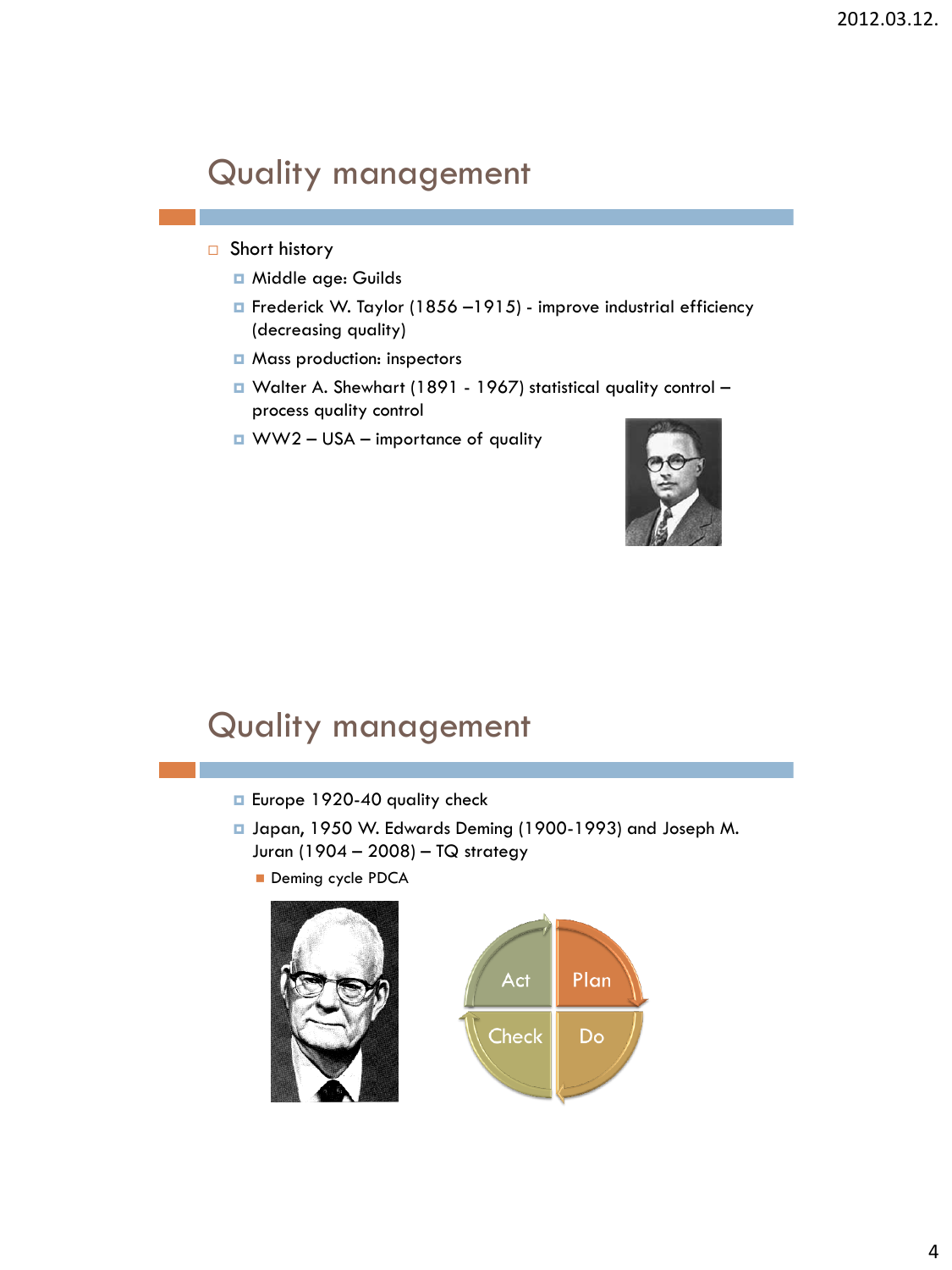# Quality management

- Short history
  - Middle age: Guilds
  - Frederick W. Taylor (1856 –1915) - improve industrial efficiency (decreasing quality)
  - Mass production: inspectors
  - Walter A. Shewhart (1891 - 1967) statistical quality control – process quality control
  - WW2 – USA – importance of quality

# Quality management

- Europe 1920-40 quality check
- Japan, 1950 W. Edwards Deming (1900-1993) and Joseph M. Juran (1904 – 2008) – TQ strategy
  - Deming cycle PDCA

Act · Plan · Check · Do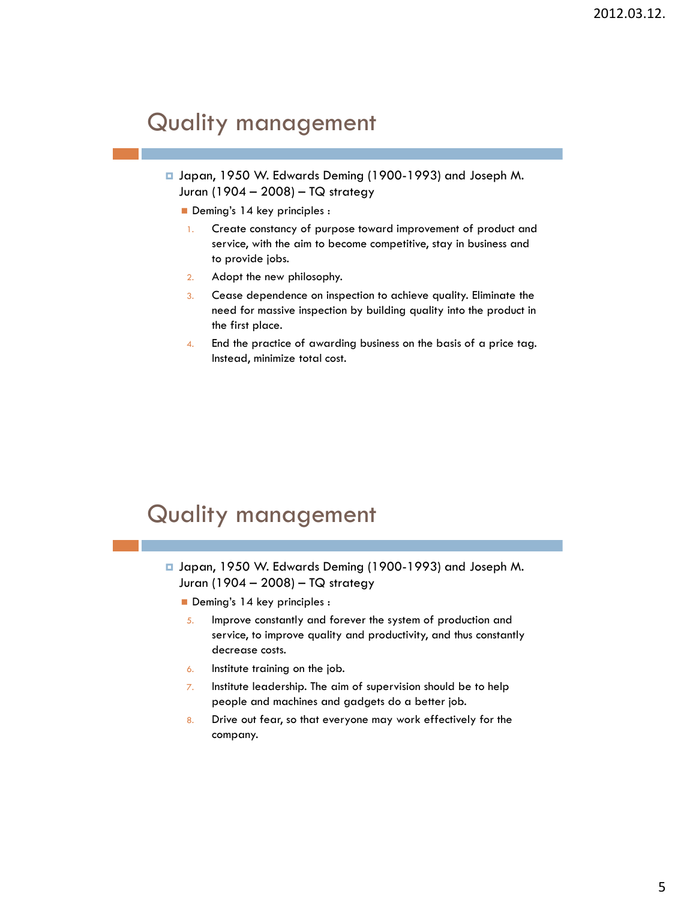## Quality management

- Japan, 1950 W. Edwards Deming (1900-1993) and Joseph M. Juran (1904 – 2008) – TQ strategy
  - Deming's 14 key principles :
    1. Create constancy of purpose toward improvement of product and service, with the aim to become competitive, stay in business and to provide jobs.
    2. Adopt the new philosophy.
    3. Cease dependence on inspection to achieve quality. Eliminate the need for massive inspection by building quality into the product in the first place.
    4. End the practice of awarding business on the basis of a price tag. Instead, minimize total cost.

## Quality management

- Japan, 1950 W. Edwards Deming (1900-1993) and Joseph M. Juran (1904 – 2008) – TQ strategy
  - Deming's 14 key principles :
    5. Improve constantly and forever the system of production and service, to improve quality and productivity, and thus constantly decrease costs.
    6. Institute training on the job.
    7. Institute leadership. The aim of supervision should be to help people and machines and gadgets do a better job.
    8. Drive out fear, so that everyone may work effectively for the company.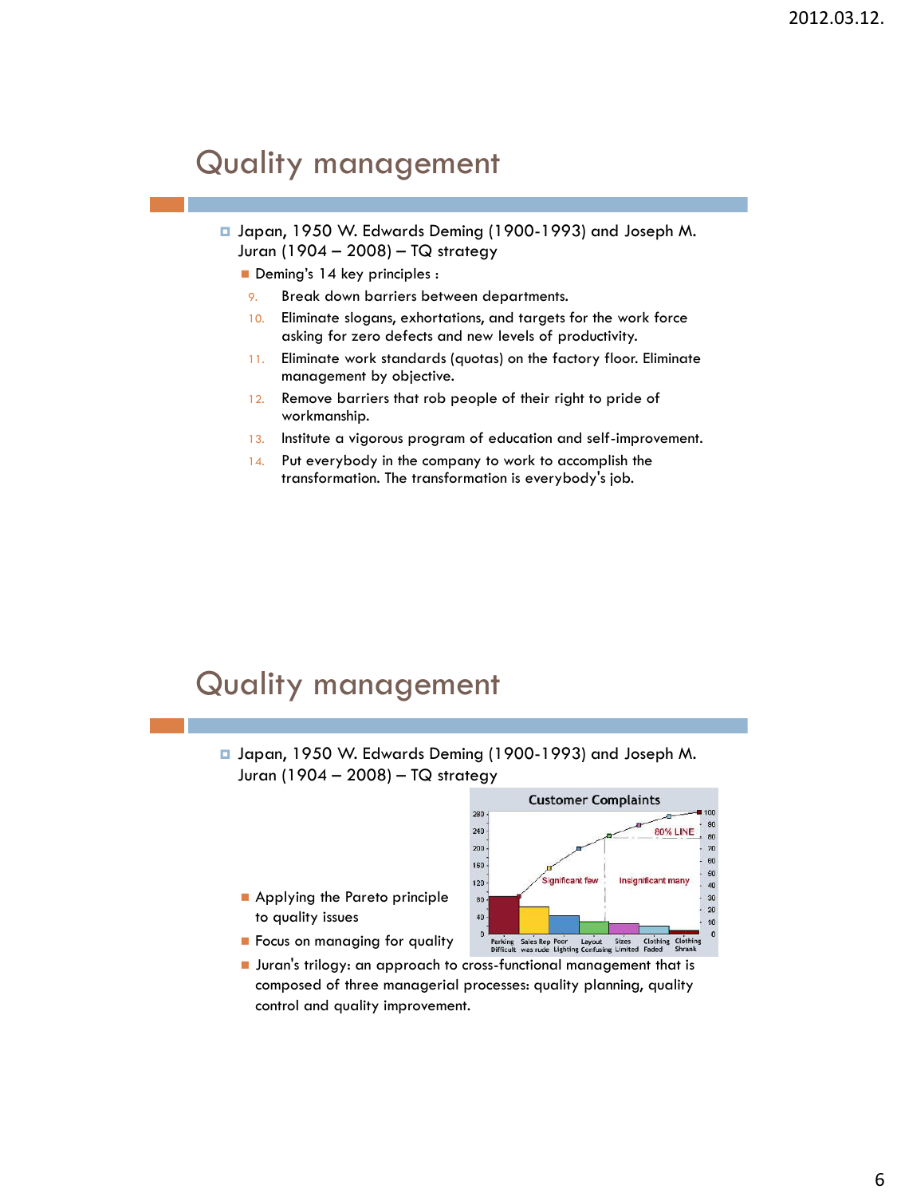# Quality management

- Japan, 1950 W. Edwards Deming (1900-1993) and Joseph M. Juran (1904 – 2008) – TQ strategy
  - Deming's 14 key principles :

9. Break down barriers between departments.
10. Eliminate slogans, exhortations, and targets for the work force asking for zero defects and new levels of productivity.
11. Eliminate work standards (quotas) on the factory floor. Eliminate management by objective.
12. Remove barriers that rob people of their right to pride of workmanship.
13. Institute a vigorous program of education and self-improvement.
14. Put everybody in the company to work to accomplish the transformation. The transformation is everybody's job.

# Quality management

- Japan, 1950 W. Edwards Deming (1900-1993) and Joseph M. Juran (1904 – 2008) – TQ strategy
  - Applying the Pareto principle to quality issues
  - Focus on managing for quality
  - Juran's trilogy: an approach to cross-functional management that is composed of three managerial processes: quality planning, quality control and quality improvement.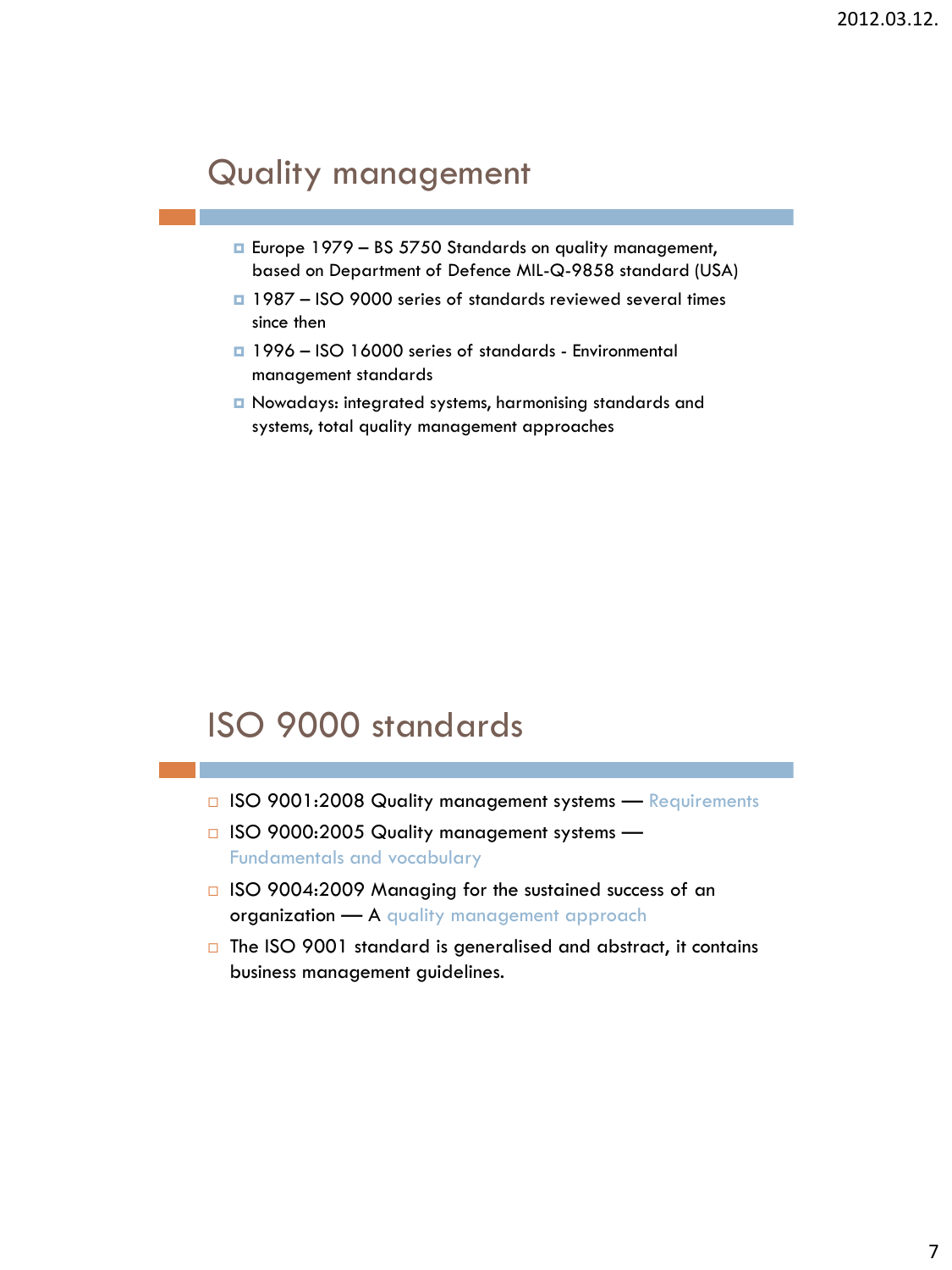## Quality management

- Europe 1979 – BS 5750 Standards on quality management, based on Department of Defence MIL-Q-9858 standard (USA)
- 1987 – ISO 9000 series of standards reviewed several times since then
- 1996 – ISO 16000 series of standards - Environmental management standards
- Nowadays: integrated systems, harmonising standards and systems, total quality management approaches

## ISO 9000 standards

- ISO 9001:2008 Quality management systems — Requirements
- ISO 9000:2005 Quality management systems — Fundamentals and vocabulary
- ISO 9004:2009 Managing for the sustained success of an organization — A quality management approach
- The ISO 9001 standard is generalised and abstract, it contains business management guidelines.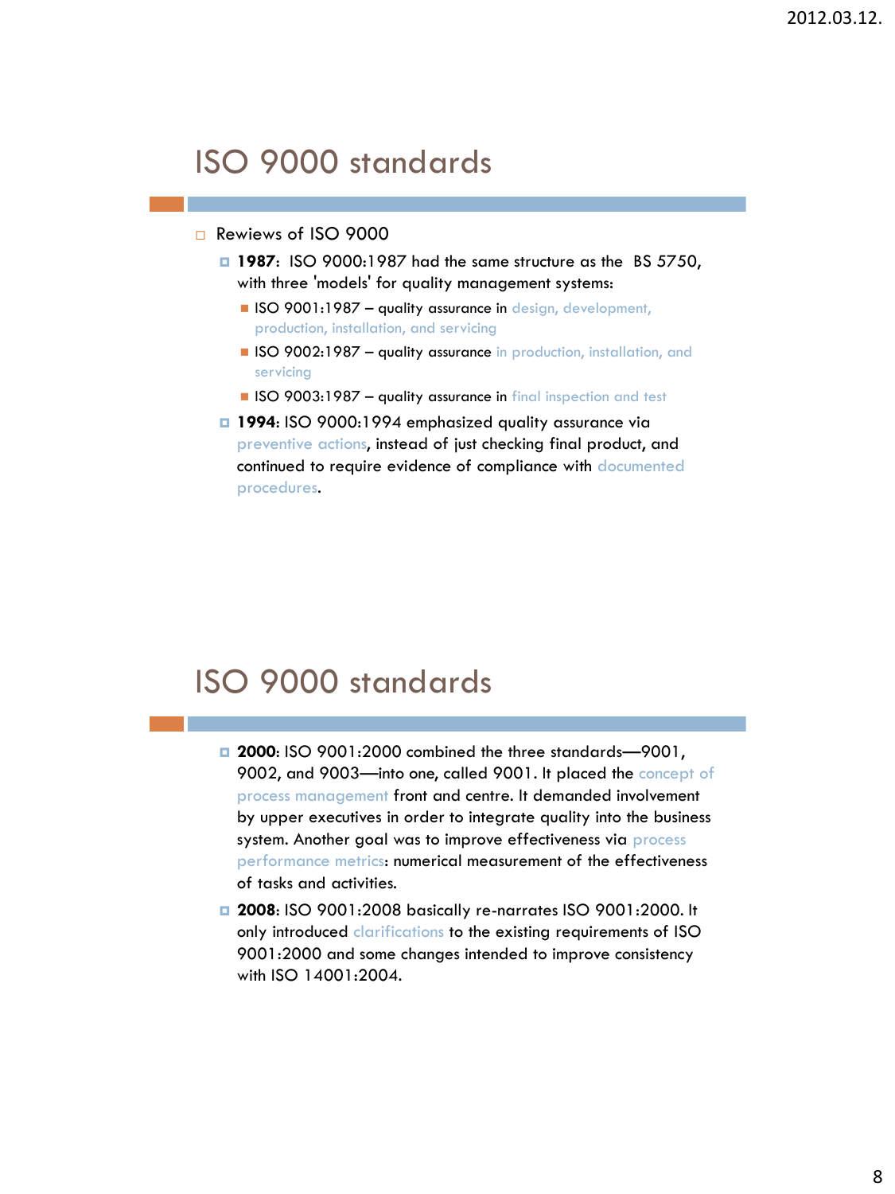## ISO 9000 standards

- Rewiews of ISO 9000
  - **1987**: ISO 9000:1987 had the same structure as the BS 5750, with three 'models' for quality management systems:
    - ISO 9001:1987 – quality assurance in design, development, production, installation, and servicing
    - ISO 9002:1987 – quality assurance in production, installation, and servicing
    - ISO 9003:1987 – quality assurance in final inspection and test
  - **1994**: ISO 9000:1994 emphasized quality assurance via preventive actions, instead of just checking final product, and continued to require evidence of compliance with documented procedures.

## ISO 9000 standards

- **2000**: ISO 9001:2000 combined the three standards—9001, 9002, and 9003—into one, called 9001. It placed the concept of process management front and centre. It demanded involvement by upper executives in order to integrate quality into the business system. Another goal was to improve effectiveness via process performance metrics: numerical measurement of the effectiveness of tasks and activities.
- **2008**: ISO 9001:2008 basically re-narrates ISO 9001:2000. It only introduced clarifications to the existing requirements of ISO 9001:2000 and some changes intended to improve consistency with ISO 14001:2004.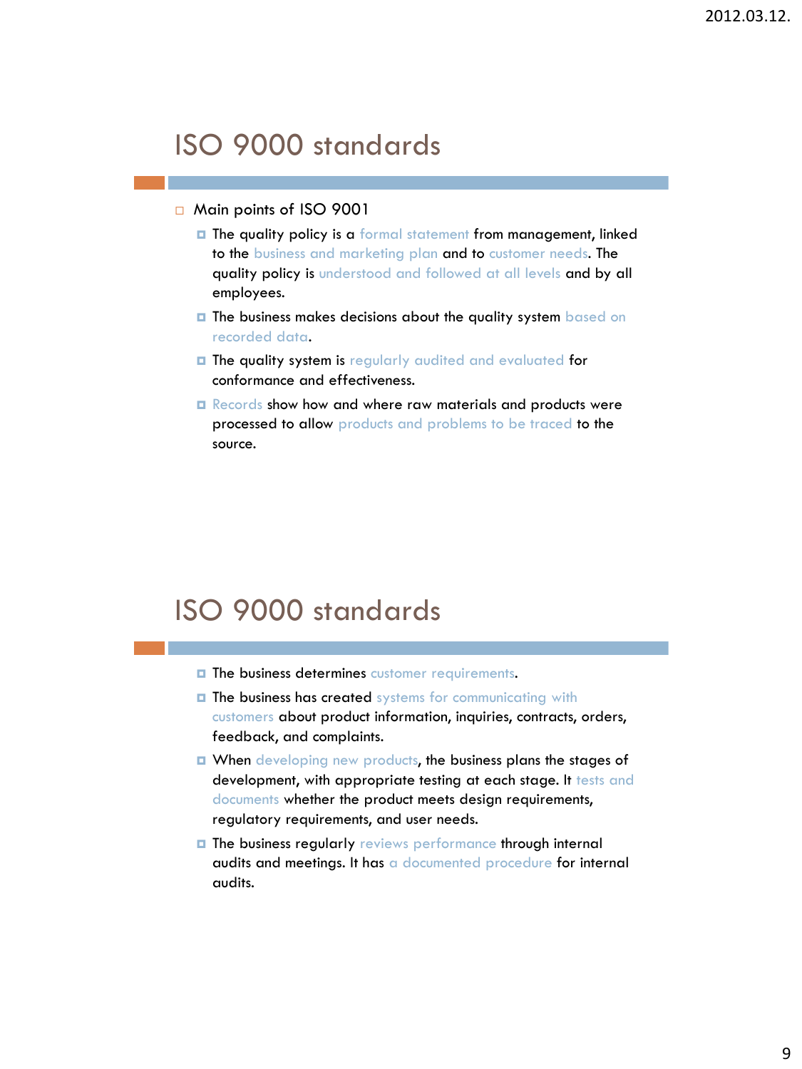# ISO 9000 standards

- Main points of ISO 9001
  - The quality policy is a formal statement from management, linked to the business and marketing plan and to customer needs. The quality policy is understood and followed at all levels and by all employees.
  - The business makes decisions about the quality system based on recorded data.
  - The quality system is regularly audited and evaluated for conformance and effectiveness.
  - Records show how and where raw materials and products were processed to allow products and problems to be traced to the source.

# ISO 9000 standards

- The business determines customer requirements.
- The business has created systems for communicating with customers about product information, inquiries, contracts, orders, feedback, and complaints.
- When developing new products, the business plans the stages of development, with appropriate testing at each stage. It tests and documents whether the product meets design requirements, regulatory requirements, and user needs.
- The business regularly reviews performance through internal audits and meetings. It has a documented procedure for internal audits.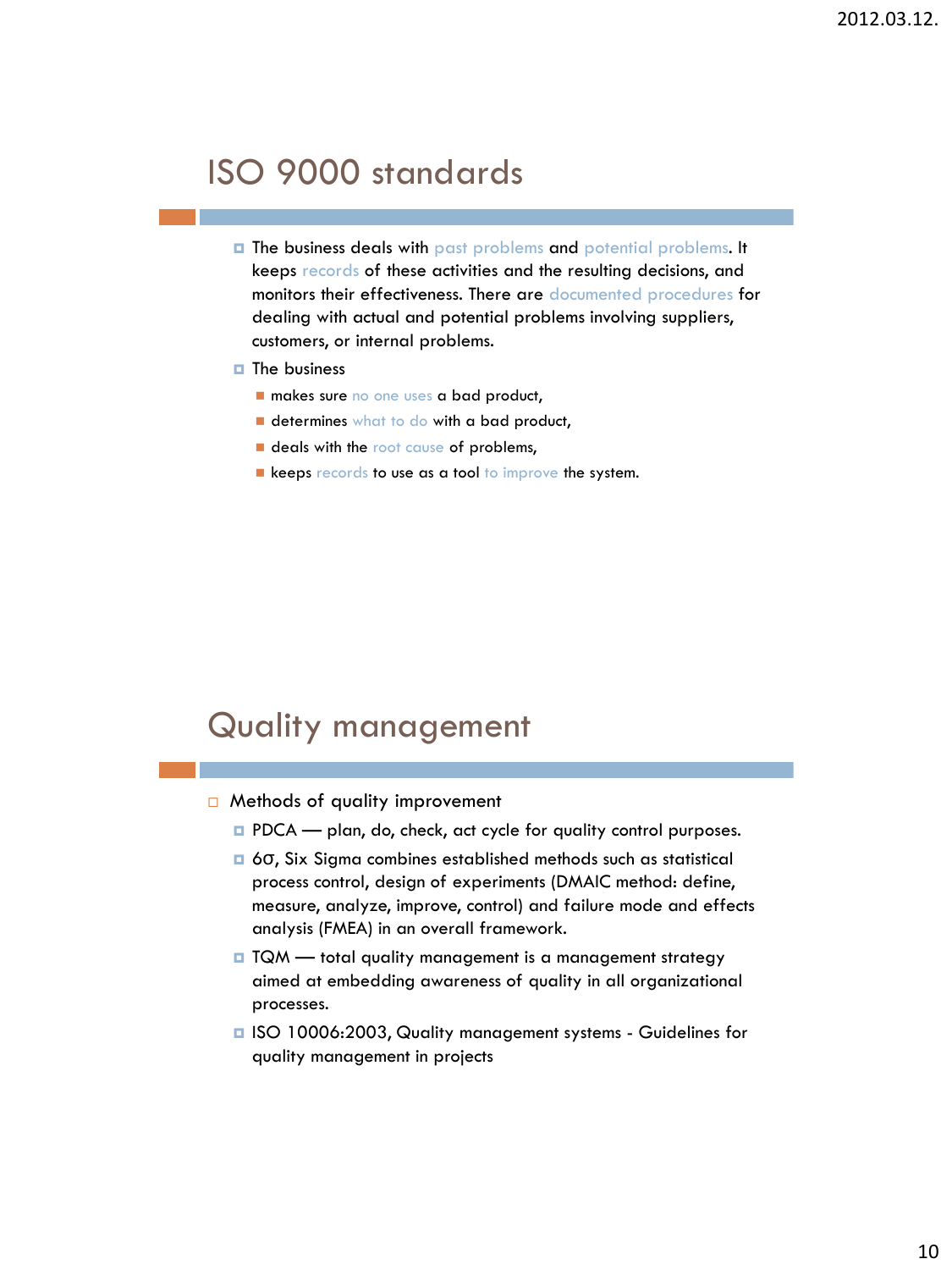## ISO 9000 standards

- The business deals with past problems and potential problems. It keeps records of these activities and the resulting decisions, and monitors their effectiveness. There are documented procedures for dealing with actual and potential problems involving suppliers, customers, or internal problems.
- The business
  - makes sure no one uses a bad product,
  - determines what to do with a bad product,
  - deals with the root cause of problems,
  - keeps records to use as a tool to improve the system.

## Quality management

- Methods of quality improvement
  - PDCA — plan, do, check, act cycle for quality control purposes.
  - 6σ, Six Sigma combines established methods such as statistical process control, design of experiments (DMAIC method: define, measure, analyze, improve, control) and failure mode and effects analysis (FMEA) in an overall framework.
  - TQM — total quality management is a management strategy aimed at embedding awareness of quality in all organizational processes.
  - ISO 10006:2003, Quality management systems - Guidelines for quality management in projects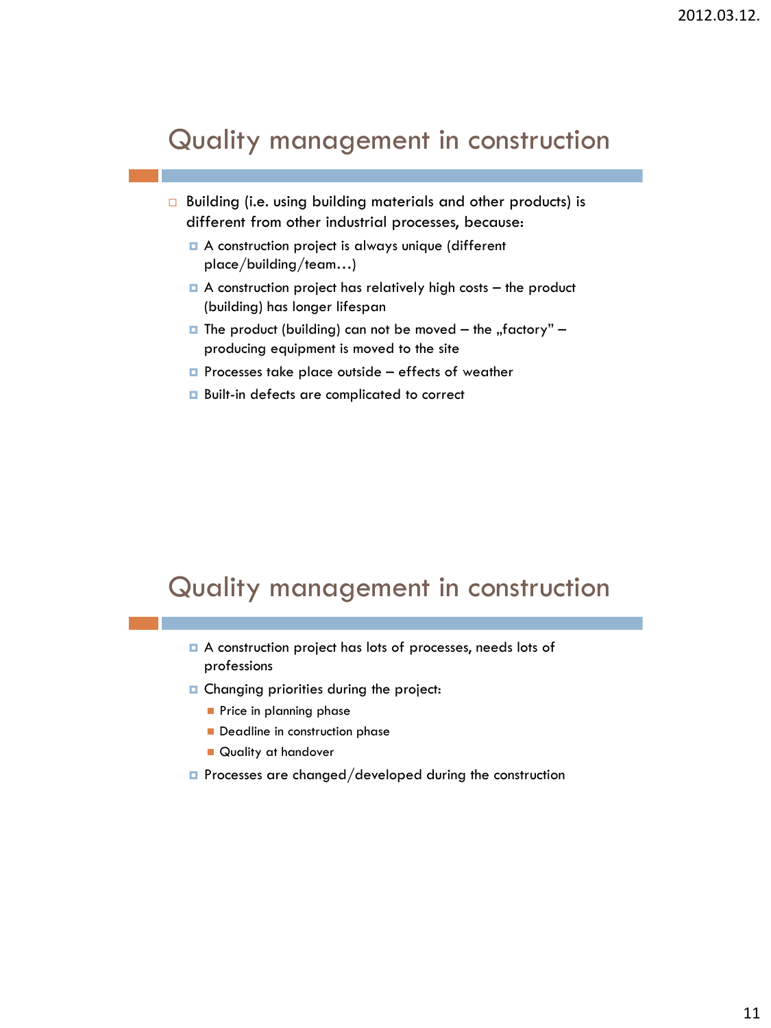## Quality management in construction

- Building (i.e. using building materials and other products) is different from other industrial processes, because:
  - A construction project is always unique (different place/building/team…)
  - A construction project has relatively high costs – the product (building) has longer lifespan
  - The product (building) can not be moved – the „factory" – producing equipment is moved to the site
  - Processes take place outside – effects of weather
  - Built-in defects are complicated to correct

## Quality management in construction

- A construction project has lots of processes, needs lots of professions
- Changing priorities during the project:
  - Price in planning phase
  - Deadline in construction phase
  - Quality at handover
- Processes are changed/developed during the construction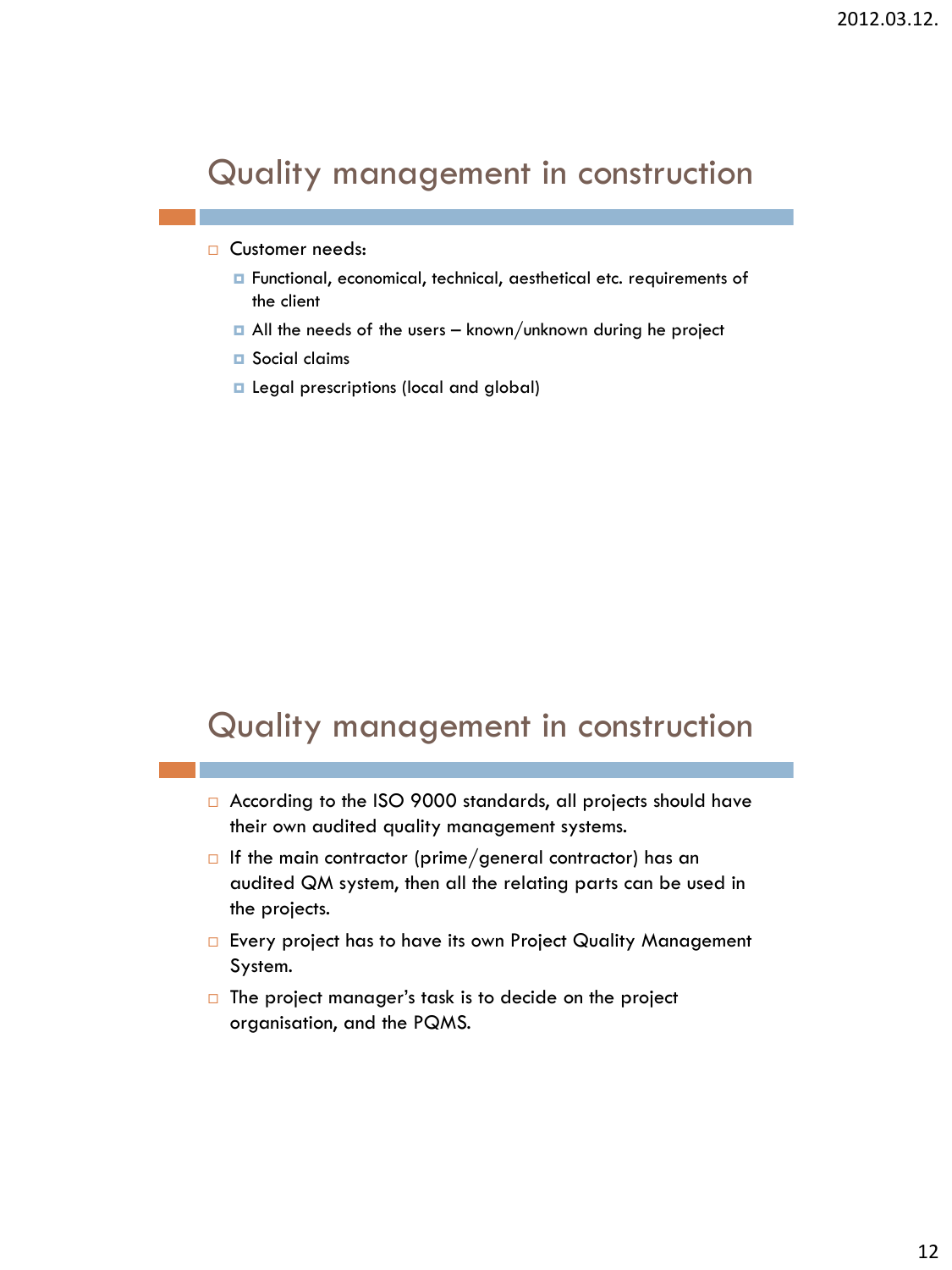## Quality management in construction

- Customer needs:
  - Functional, economical, technical, aesthetical etc. requirements of the client
  - All the needs of the users – known/unknown during he project
  - Social claims
  - Legal prescriptions (local and global)

## Quality management in construction

- According to the ISO 9000 standards, all projects should have their own audited quality management systems.
- If the main contractor (prime/general contractor) has an audited QM system, then all the relating parts can be used in the projects.
- Every project has to have its own Project Quality Management System.
- The project manager's task is to decide on the project organisation, and the PQMS.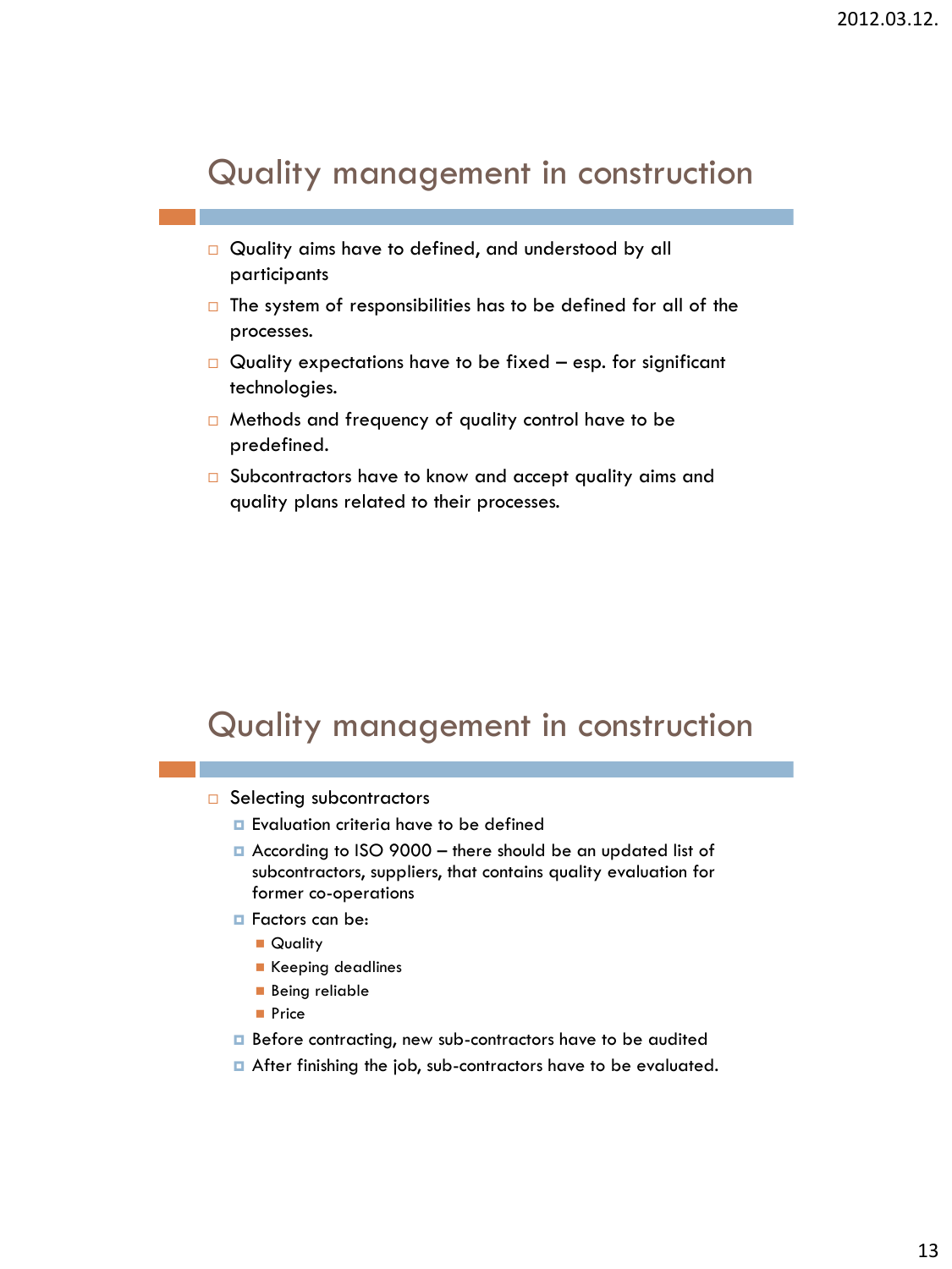## Quality management in construction

- Quality aims have to defined, and understood by all participants
- The system of responsibilities has to be defined for all of the processes.
- Quality expectations have to be fixed – esp. for significant technologies.
- Methods and frequency of quality control have to be predefined.
- Subcontractors have to know and accept quality aims and quality plans related to their processes.

## Quality management in construction

- Selecting subcontractors
  - Evaluation criteria have to be defined
  - According to ISO 9000 – there should be an updated list of subcontractors, suppliers, that contains quality evaluation for former co-operations
  - Factors can be:
    - Quality
    - Keeping deadlines
    - Being reliable
    - Price
  - Before contracting, new sub-contractors have to be audited
  - After finishing the job, sub-contractors have to be evaluated.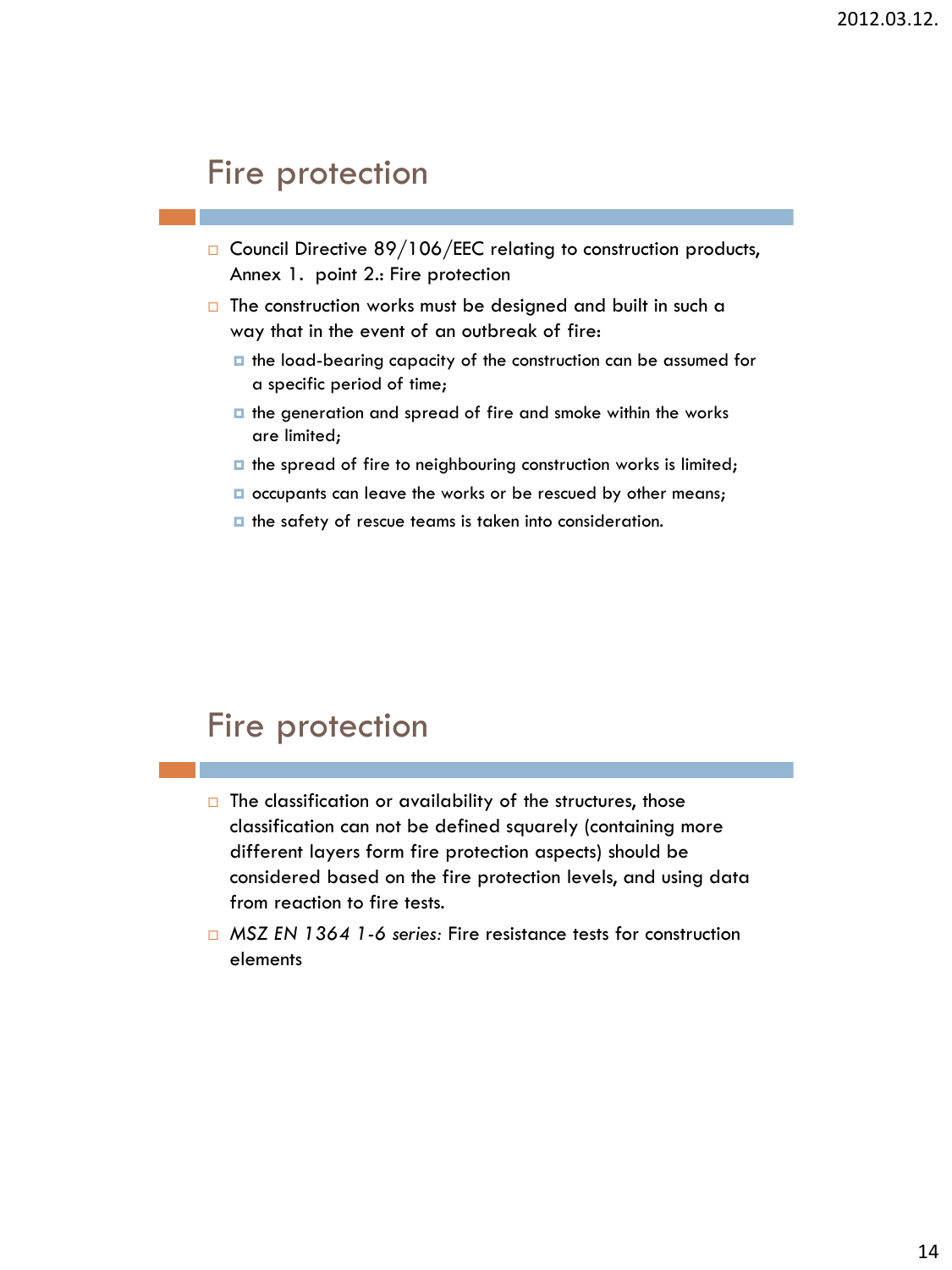## Fire protection

- Council Directive 89/106/EEC relating to construction products, Annex 1. point 2.: Fire protection
- The construction works must be designed and built in such a way that in the event of an outbreak of fire:
  - the load-bearing capacity of the construction can be assumed for a specific period of time;
  - the generation and spread of fire and smoke within the works are limited;
  - the spread of fire to neighbouring construction works is limited;
  - occupants can leave the works or be rescued by other means;
  - the safety of rescue teams is taken into consideration.

## Fire protection

- The classification or availability of the structures, those classification can not be defined squarely (containing more different layers form fire protection aspects) should be considered based on the fire protection levels, and using data from reaction to fire tests.
- *MSZ EN 1364 1-6 series:* Fire resistance tests for construction elements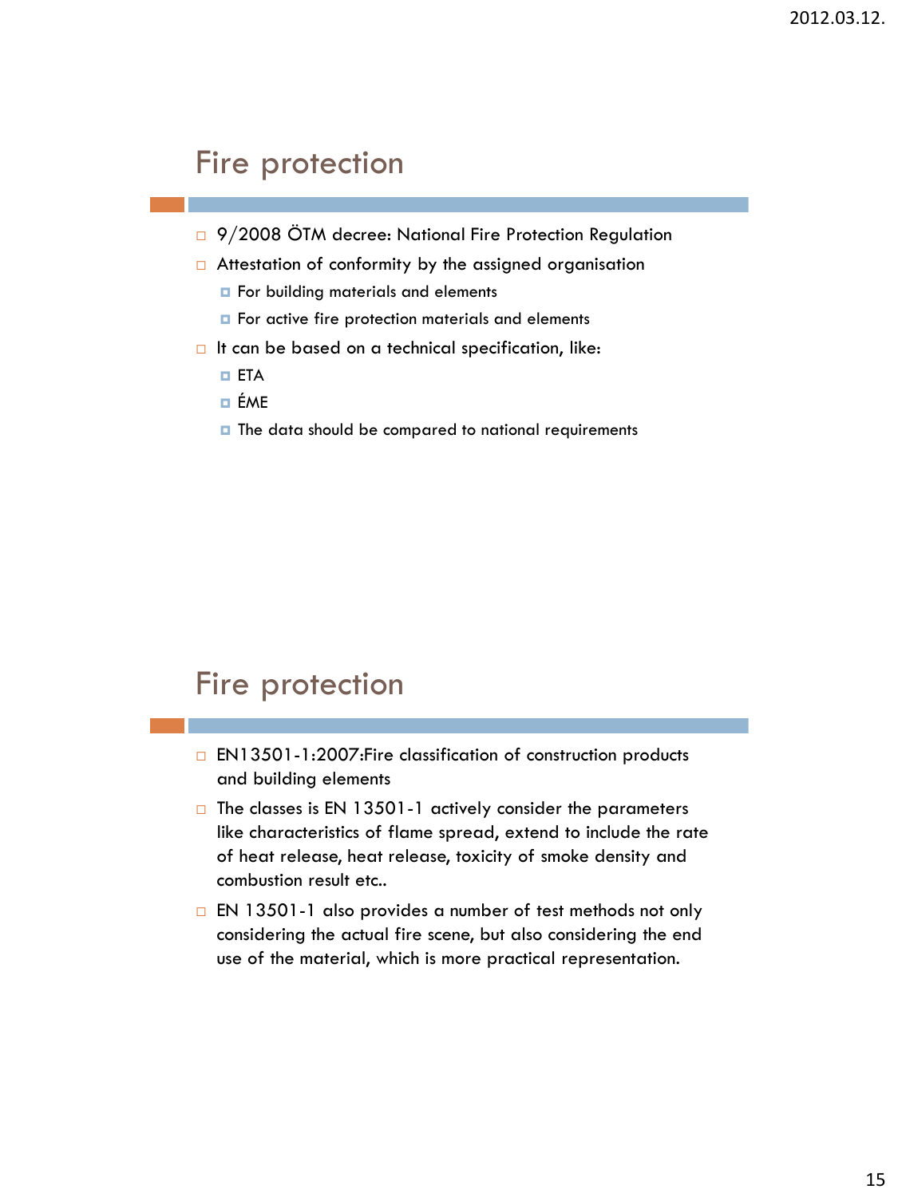## Fire protection

- 9/2008 ÖTM decree: National Fire Protection Regulation
- Attestation of conformity by the assigned organisation
  - For building materials and elements
  - For active fire protection materials and elements
- It can be based on a technical specification, like:
  - ETA
  - ÉME
  - The data should be compared to national requirements

## Fire protection

- EN13501-1:2007:Fire classification of construction products and building elements
- The classes is EN 13501-1 actively consider the parameters like characteristics of flame spread, extend to include the rate of heat release, heat release, toxicity of smoke density and combustion result etc..
- EN 13501-1 also provides a number of test methods not only considering the actual fire scene, but also considering the end use of the material, which is more practical representation.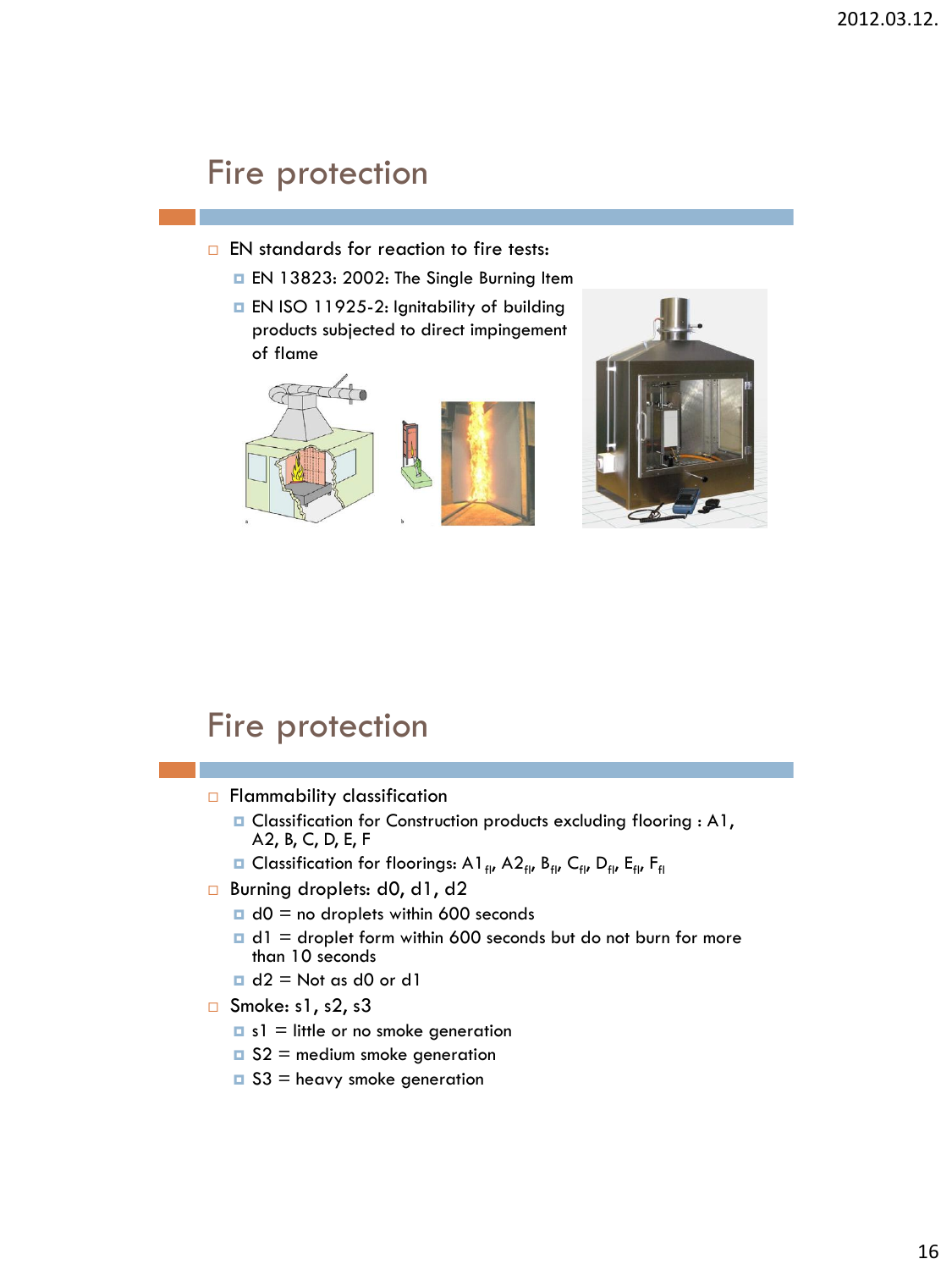## Fire protection

- EN standards for reaction to fire tests:
  - EN 13823: 2002: The Single Burning Item
  - EN ISO 11925-2: Ignitability of building products subjected to direct impingement of flame

## Fire protection

- Flammability classification
  - Classification for Construction products excluding flooring : A1, A2, B, C, D, E, F
  - Classification for floorings: $A1_{fl}$, $A2_{fl}$, $B_{fl}$, $C_{fl}$, $D_{fl}$, $E_{fl}$, $F_{fl}$
- Burning droplets: d0, d1, d2
  - d0 = no droplets within 600 seconds
  - d1 = droplet form within 600 seconds but do not burn for more than 10 seconds
  - d2 = Not as d0 or d1
- Smoke: s1, s2, s3
  - s1 = little or no smoke generation
  - S2 = medium smoke generation
  - S3 = heavy smoke generation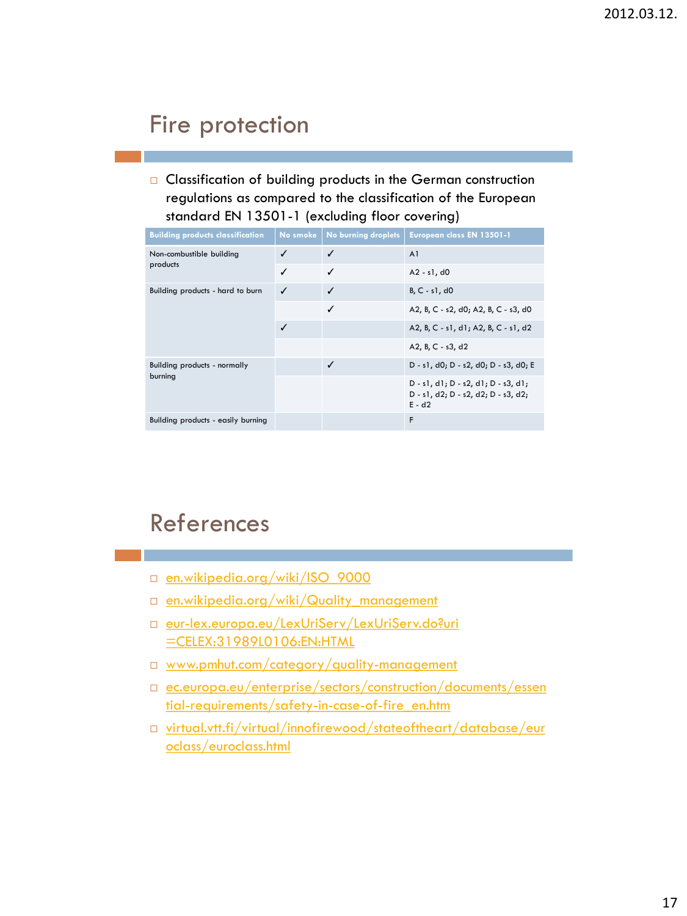## Fire protection

- Classification of building products in the German construction regulations as compared to the classification of the European standard EN 13501-1 (excluding floor covering)

| Building products classification | No smoke | No burning droplets | European class EN 13501-1 |
|---|---|---|---|
| Non-combustible building products | ✓ | ✓ | A1 |
| | ✓ | ✓ | A2 - s1, d0 |
| Building products - hard to burn | ✓ | ✓ | B, C - s1, d0 |
| | | ✓ | A2, B, C - s2, d0; A2, B, C - s3, d0 |
| | ✓ | | A2, B, C - s1, d1; A2, B, C - s1, d2 |
| | | | A2, B, C - s3, d2 |
| Building products - normally burning | | ✓ | D - s1, d0; D - s2, d0; D - s3, d0; E |
| | | | D - s1, d1; D - s2, d1; D - s3, d1; D - s1, d2; D - s2, d2; D - s3, d2; E - d2 |
| Building products - easily burning | | | F |

## References

- en.wikipedia.org/wiki/ISO_9000
- en.wikipedia.org/wiki/Quality_management
- eur-lex.europa.eu/LexUriServ/LexUriServ.do?uri=CELEX:31989L0106:EN:HTML
- www.pmhut.com/category/quality-management
- ec.europa.eu/enterprise/sectors/construction/documents/essential-requirements/safety-in-case-of-fire_en.htm
- virtual.vtt.fi/virtual/innofirewood/stateoftheart/database/euroclass/euroclass.html